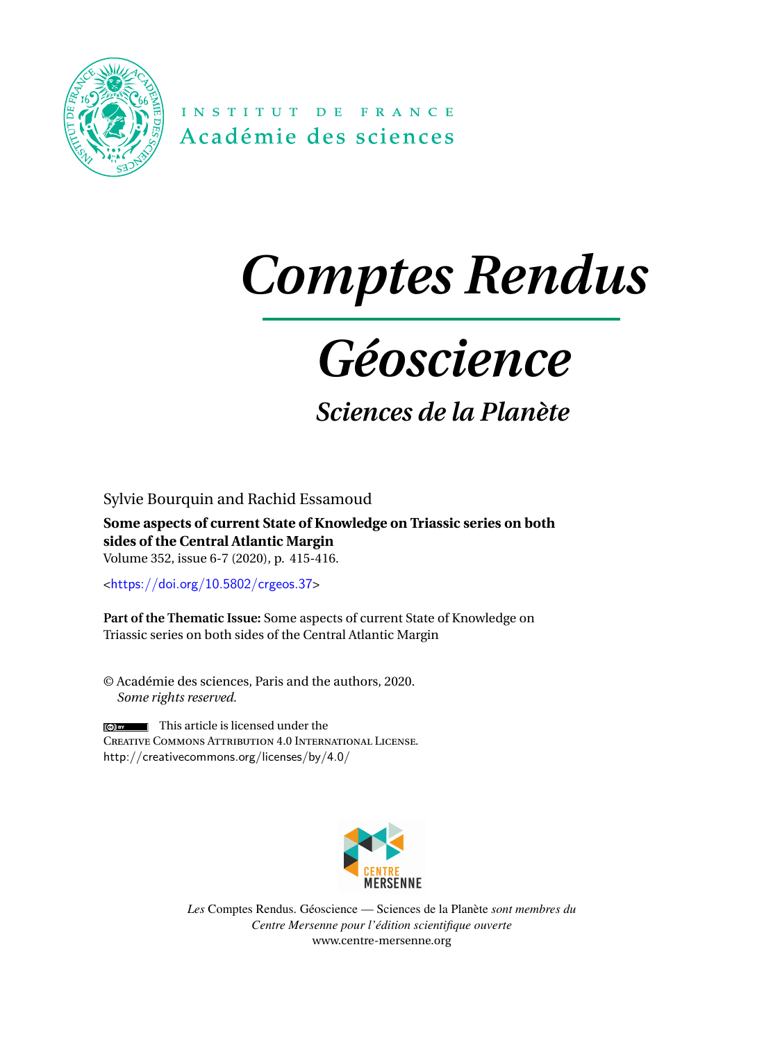INSTITUT DE FRANCE
Académie des sciences

# *Comptes Rendus*

# *Géoscience*

## *Sciences de la Planète*

Sylvie Bourquin and Rachid Essamoud

**Some aspects of current State of Knowledge on Triassic series on both sides of the Central Atlantic Margin**

Volume 352, issue 6-7 (2020), p. 415-416.

<https://doi.org/10.5802/crgeos.37>

**Part of the Thematic Issue:** Some aspects of current State of Knowledge on Triassic series on both sides of the Central Atlantic Margin

© Académie des sciences, Paris and the authors, 2020.
*Some rights reserved.*

This article is licensed under the
Creative Commons Attribution 4.0 International License.
http://creativecommons.org/licenses/by/4.0/

CENTRE MERSENNE

*Les* Comptes Rendus. Géoscience — Sciences de la Planète *sont membres du Centre Mersenne pour l'édition scientifique ouverte*
www.centre-mersenne.org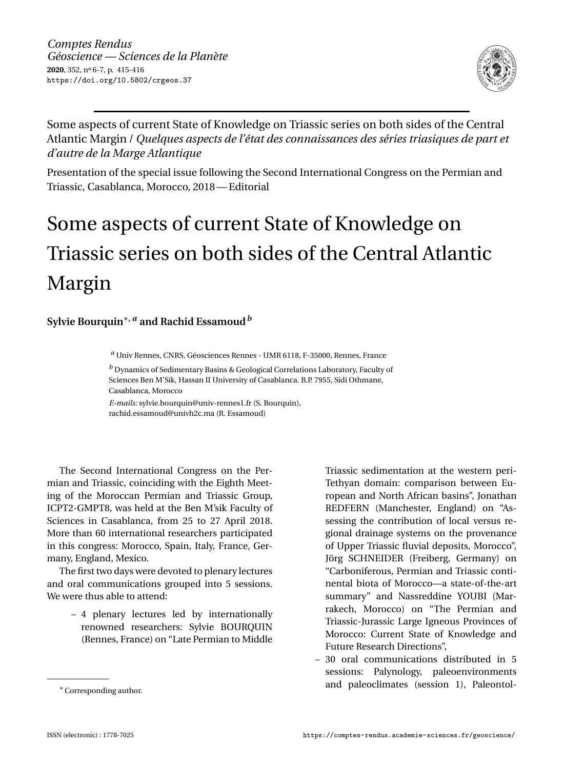Some aspects of current State of Knowledge on Triassic series on both sides of the Central Atlantic Margin / *Quelques aspects de l'état des connaissances des séries triasiques de part et d'autre de la Marge Atlantique*

Presentation of the special issue following the Second International Congress on the Permian and Triassic, Casablanca, Morocco, 2018 — Editorial

# Some aspects of current State of Knowledge on Triassic series on both sides of the Central Atlantic Margin

**Sylvie Bourquin**\*, [a] **and Rachid Essamoud** [b]

[a] Univ Rennes, CNRS, Géosciences Rennes - UMR 6118, F-35000, Rennes, France

[b] Dynamics of Sedimentary Basins & Geological Correlations Laboratory, Faculty of Sciences Ben M'Sik, Hassan II University of Casablanca. B.P. 7955, Sidi Othmane, Casablanca, Morocco

*E-mails:* sylvie.bourquin@univ-rennes1.fr (S. Bourquin), rachid.essamoud@univh2c.ma (R. Essamoud)

The Second International Congress on the Permian and Triassic, coinciding with the Eighth Meeting of the Moroccan Permian and Triassic Group, ICPT2-GMPT8, was held at the Ben M'sik Faculty of Sciences in Casablanca, from 25 to 27 April 2018. More than 60 international researchers participated in this congress: Morocco, Spain, Italy, France, Germany, England, Mexico.

The first two days were devoted to plenary lectures and oral communications grouped into 5 sessions. We were thus able to attend:

– 4 plenary lectures led by internationally renowned researchers: Sylvie BOURQUIN (Rennes, France) on "Late Permian to Middle Triassic sedimentation at the western peri-Tethyan domain: comparison between European and North African basins", Jonathan REDFERN (Manchester, England) on "Assessing the contribution of local versus regional drainage systems on the provenance of Upper Triassic fluvial deposits, Morocco", Jörg SCHNEIDER (Freiberg, Germany) on "Carboniferous, Permian and Triassic continental biota of Morocco—a state-of-the-art summary" and Nassreddine YOUBI (Marrakech, Morocco) on "The Permian and Triassic-Jurassic Large Igneous Provinces of Morocco: Current State of Knowledge and Future Research Directions",

– 30 oral communications distributed in 5 sessions: Palynology, paleoenvironments and paleoclimates (session 1), Paleontol-

\* Corresponding author.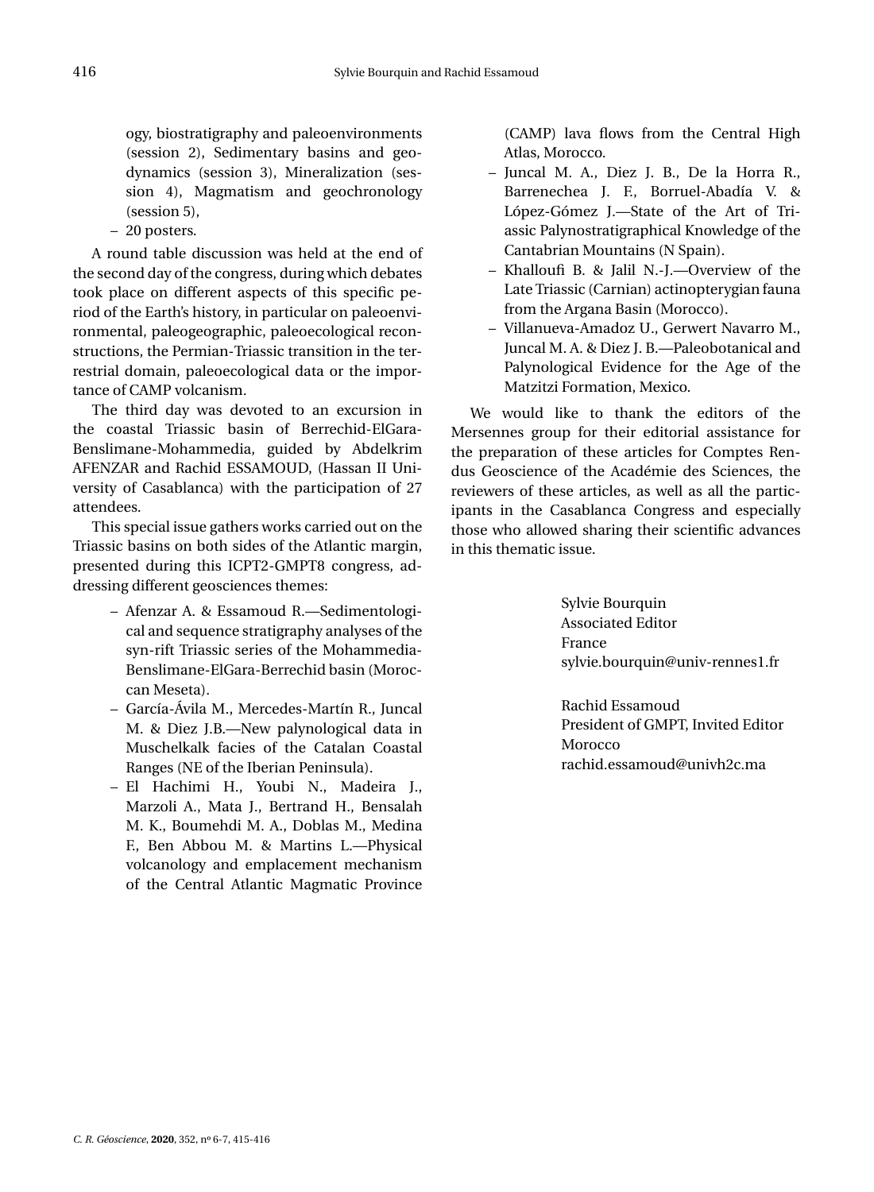ogy, biostratigraphy and paleoenvironments (session 2), Sedimentary basins and geodynamics (session 3), Mineralization (session 4), Magmatism and geochronology (session 5),

- 20 posters.

A round table discussion was held at the end of the second day of the congress, during which debates took place on different aspects of this specific period of the Earth's history, in particular on paleoenvironmental, paleogeographic, paleoecological reconstructions, the Permian-Triassic transition in the terrestrial domain, paleoecological data or the importance of CAMP volcanism.

The third day was devoted to an excursion in the coastal Triassic basin of Berrechid-ElGara-Benslimane-Mohammedia, guided by Abdelkrim AFENZAR and Rachid ESSAMOUD, (Hassan II University of Casablanca) with the participation of 27 attendees.

This special issue gathers works carried out on the Triassic basins on both sides of the Atlantic margin, presented during this ICPT2-GMPT8 congress, addressing different geosciences themes:

- Afenzar A. & Essamoud R.—Sedimentological and sequence stratigraphy analyses of the syn-rift Triassic series of the Mohammedia-Benslimane-ElGara-Berrechid basin (Moroccan Meseta).
- García-Ávila M., Mercedes-Martín R., Juncal M. & Diez J.B.—New palynological data in Muschelkalk facies of the Catalan Coastal Ranges (NE of the Iberian Peninsula).
- El Hachimi H., Youbi N., Madeira J., Marzoli A., Mata J., Bertrand H., Bensalah M. K., Boumehdi M. A., Doblas M., Medina F., Ben Abbou M. & Martins L.—Physical volcanology and emplacement mechanism of the Central Atlantic Magmatic Province (CAMP) lava flows from the Central High Atlas, Morocco.
- Juncal M. A., Diez J. B., De la Horra R., Barrenechea J. F., Borruel-Abadía V. & López-Gómez J.—State of the Art of Triassic Palynostratigraphical Knowledge of the Cantabrian Mountains (N Spain).
- Khalloufi B. & Jalil N.-J.—Overview of the Late Triassic (Carnian) actinopterygian fauna from the Argana Basin (Morocco).
- Villanueva-Amadoz U., Gerwert Navarro M., Juncal M. A. & Diez J. B.—Paleobotanical and Palynological Evidence for the Age of the Matzitzi Formation, Mexico.

We would like to thank the editors of the Mersennes group for their editorial assistance for the preparation of these articles for Comptes Rendus Geoscience of the Académie des Sciences, the reviewers of these articles, as well as all the participants in the Casablanca Congress and especially those who allowed sharing their scientific advances in this thematic issue.

Sylvie Bourquin
Associated Editor
France
sylvie.bourquin@univ-rennes1.fr

Rachid Essamoud
President of GMPT, Invited Editor
Morocco
rachid.essamoud@univh2c.ma